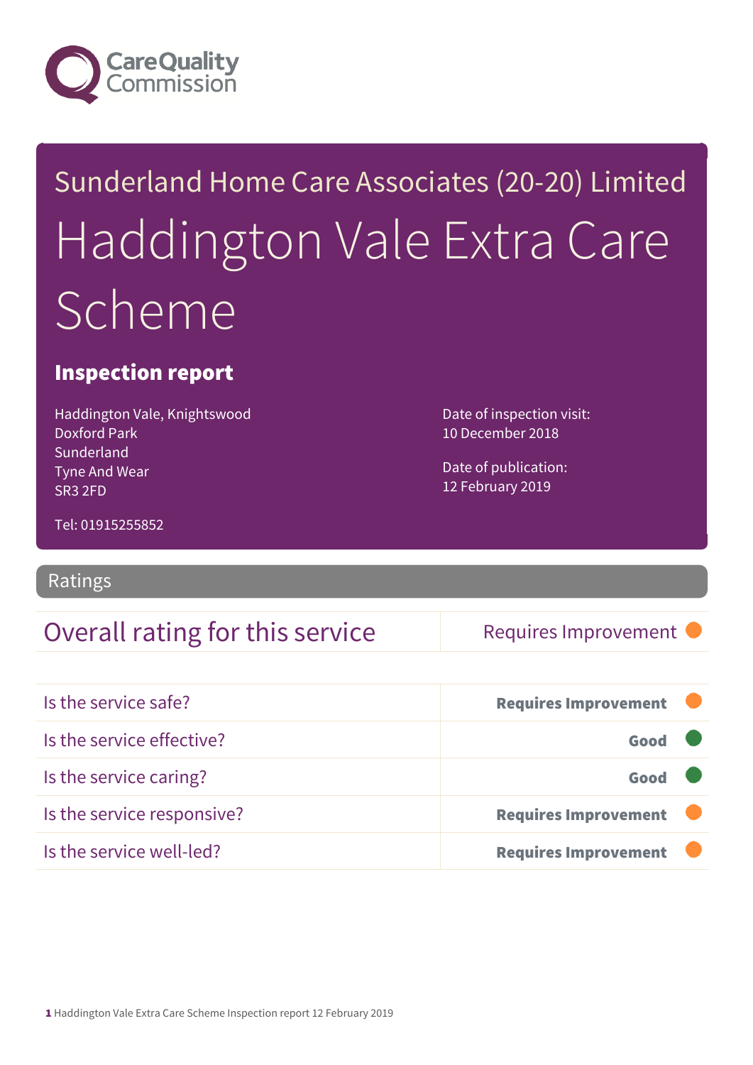Care Quality Commission

# Sunderland Home Care Associates (20-20) Limited

# Haddington Vale Extra Care Scheme

## Inspection report

Haddington Vale, Knightswood
Doxford Park
Sunderland
Tyne And Wear
SR3 2FD

Tel: 01915255852

Date of inspection visit:
10 December 2018

Date of publication:
12 February 2019

## Ratings

| Overall rating for this service | Requires Improvement |
| --- | --- |

| | |
| --- | --- |
| Is the service safe? | **Requires Improvement** |
| Is the service effective? | **Good** |
| Is the service caring? | **Good** |
| Is the service responsive? | **Requires Improvement** |
| Is the service well-led? | **Requires Improvement** |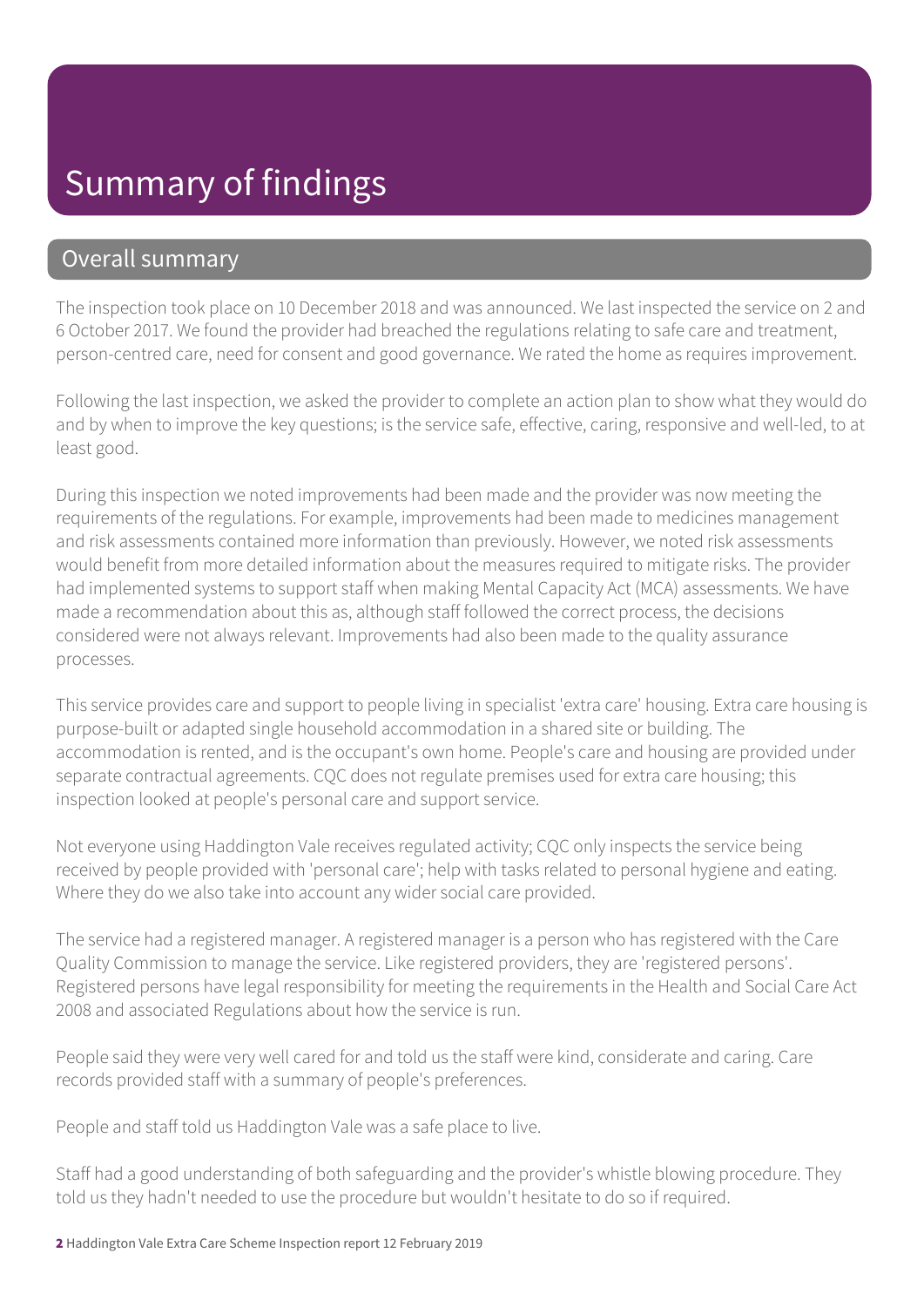# Summary of findings

## Overall summary

The inspection took place on 10 December 2018 and was announced. We last inspected the service on 2 and 6 October 2017. We found the provider had breached the regulations relating to safe care and treatment, person-centred care, need for consent and good governance. We rated the home as requires improvement.

Following the last inspection, we asked the provider to complete an action plan to show what they would do and by when to improve the key questions; is the service safe, effective, caring, responsive and well-led, to at least good.

During this inspection we noted improvements had been made and the provider was now meeting the requirements of the regulations. For example, improvements had been made to medicines management and risk assessments contained more information than previously. However, we noted risk assessments would benefit from more detailed information about the measures required to mitigate risks. The provider had implemented systems to support staff when making Mental Capacity Act (MCA) assessments. We have made a recommendation about this as, although staff followed the correct process, the decisions considered were not always relevant. Improvements had also been made to the quality assurance processes.

This service provides care and support to people living in specialist 'extra care' housing. Extra care housing is purpose-built or adapted single household accommodation in a shared site or building. The accommodation is rented, and is the occupant's own home. People's care and housing are provided under separate contractual agreements. CQC does not regulate premises used for extra care housing; this inspection looked at people's personal care and support service.

Not everyone using Haddington Vale receives regulated activity; CQC only inspects the service being received by people provided with 'personal care'; help with tasks related to personal hygiene and eating. Where they do we also take into account any wider social care provided.

The service had a registered manager. A registered manager is a person who has registered with the Care Quality Commission to manage the service. Like registered providers, they are 'registered persons'. Registered persons have legal responsibility for meeting the requirements in the Health and Social Care Act 2008 and associated Regulations about how the service is run.

People said they were very well cared for and told us the staff were kind, considerate and caring. Care records provided staff with a summary of people's preferences.

People and staff told us Haddington Vale was a safe place to live.

Staff had a good understanding of both safeguarding and the provider's whistle blowing procedure. They told us they hadn't needed to use the procedure but wouldn't hesitate to do so if required.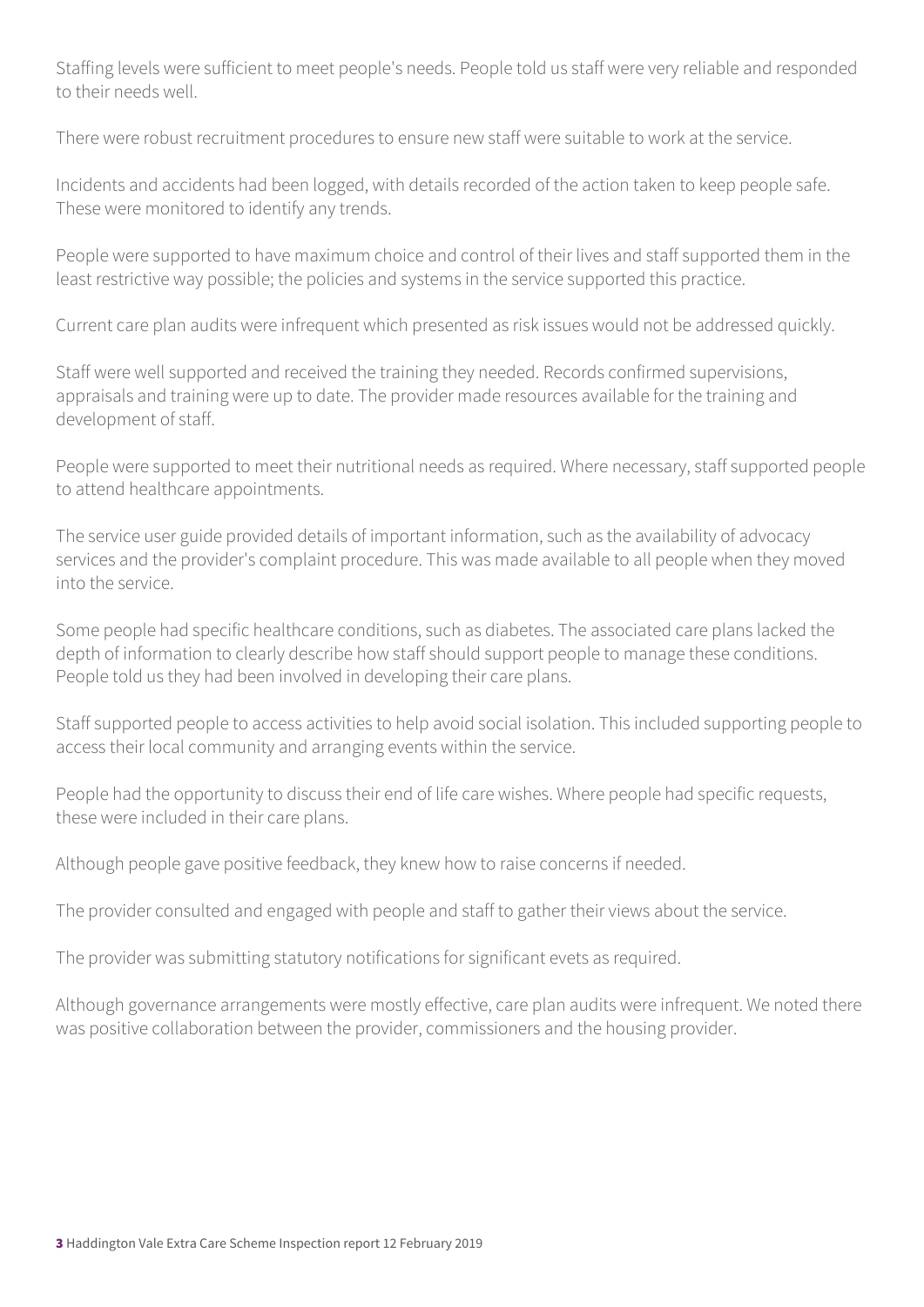Staffing levels were sufficient to meet people's needs. People told us staff were very reliable and responded to their needs well.

There were robust recruitment procedures to ensure new staff were suitable to work at the service.

Incidents and accidents had been logged, with details recorded of the action taken to keep people safe. These were monitored to identify any trends.

People were supported to have maximum choice and control of their lives and staff supported them in the least restrictive way possible; the policies and systems in the service supported this practice.

Current care plan audits were infrequent which presented as risk issues would not be addressed quickly.

Staff were well supported and received the training they needed. Records confirmed supervisions, appraisals and training were up to date. The provider made resources available for the training and development of staff.

People were supported to meet their nutritional needs as required. Where necessary, staff supported people to attend healthcare appointments.

The service user guide provided details of important information, such as the availability of advocacy services and the provider's complaint procedure. This was made available to all people when they moved into the service.

Some people had specific healthcare conditions, such as diabetes. The associated care plans lacked the depth of information to clearly describe how staff should support people to manage these conditions. People told us they had been involved in developing their care plans.

Staff supported people to access activities to help avoid social isolation. This included supporting people to access their local community and arranging events within the service.

People had the opportunity to discuss their end of life care wishes. Where people had specific requests, these were included in their care plans.

Although people gave positive feedback, they knew how to raise concerns if needed.

The provider consulted and engaged with people and staff to gather their views about the service.

The provider was submitting statutory notifications for significant evets as required.

Although governance arrangements were mostly effective, care plan audits were infrequent. We noted there was positive collaboration between the provider, commissioners and the housing provider.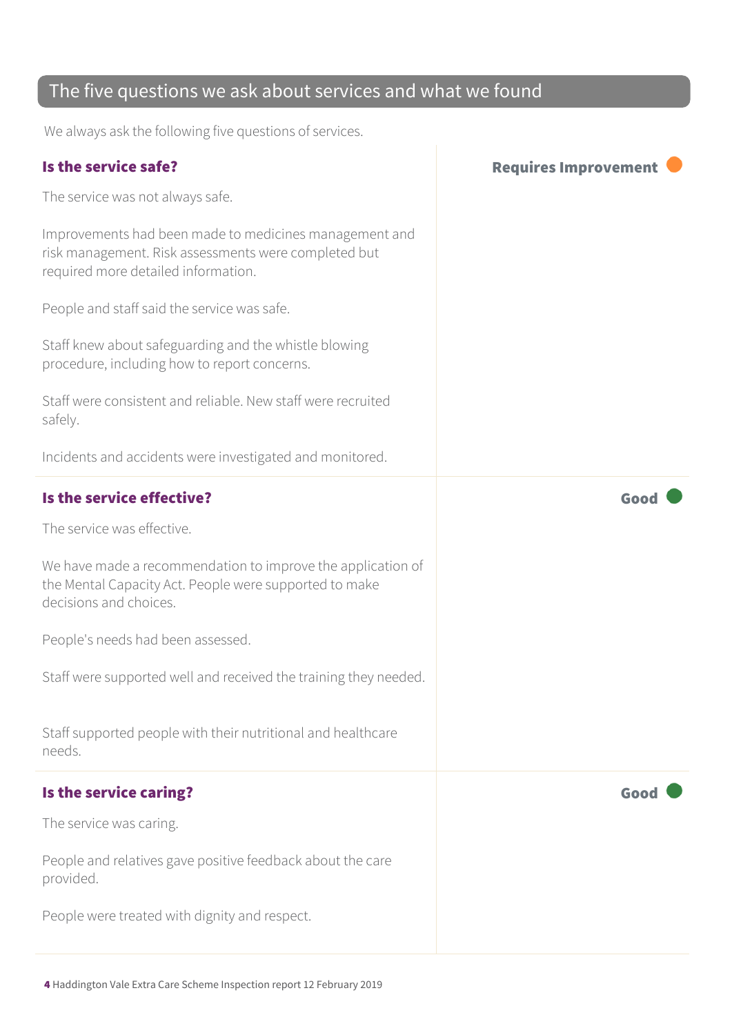## The five questions we ask about services and what we found

We always ask the following five questions of services.

### Is the service safe?

**Requires Improvement**

The service was not always safe.

Improvements had been made to medicines management and risk management. Risk assessments were completed but required more detailed information.

People and staff said the service was safe.

Staff knew about safeguarding and the whistle blowing procedure, including how to report concerns.

Staff were consistent and reliable. New staff were recruited safely.

Incidents and accidents were investigated and monitored.

### Is the service effective?

**Good**

The service was effective.

We have made a recommendation to improve the application of the Mental Capacity Act. People were supported to make decisions and choices.

People's needs had been assessed.

Staff were supported well and received the training they needed.

Staff supported people with their nutritional and healthcare needs.

### Is the service caring?

**Good**

The service was caring.

People and relatives gave positive feedback about the care provided.

People were treated with dignity and respect.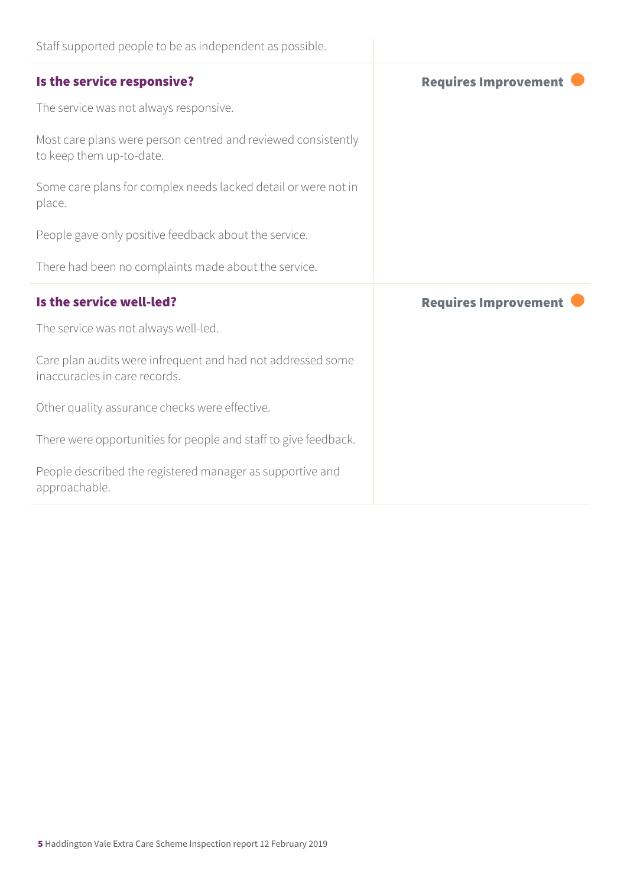Staff supported people to be as independent as possible.

### Is the service responsive?

**Requires Improvement**

The service was not always responsive.

Most care plans were person centred and reviewed consistently to keep them up-to-date.

Some care plans for complex needs lacked detail or were not in place.

People gave only positive feedback about the service.

There had been no complaints made about the service.

### Is the service well-led?

**Requires Improvement**

The service was not always well-led.

Care plan audits were infrequent and had not addressed some inaccuracies in care records.

Other quality assurance checks were effective.

There were opportunities for people and staff to give feedback.

People described the registered manager as supportive and approachable.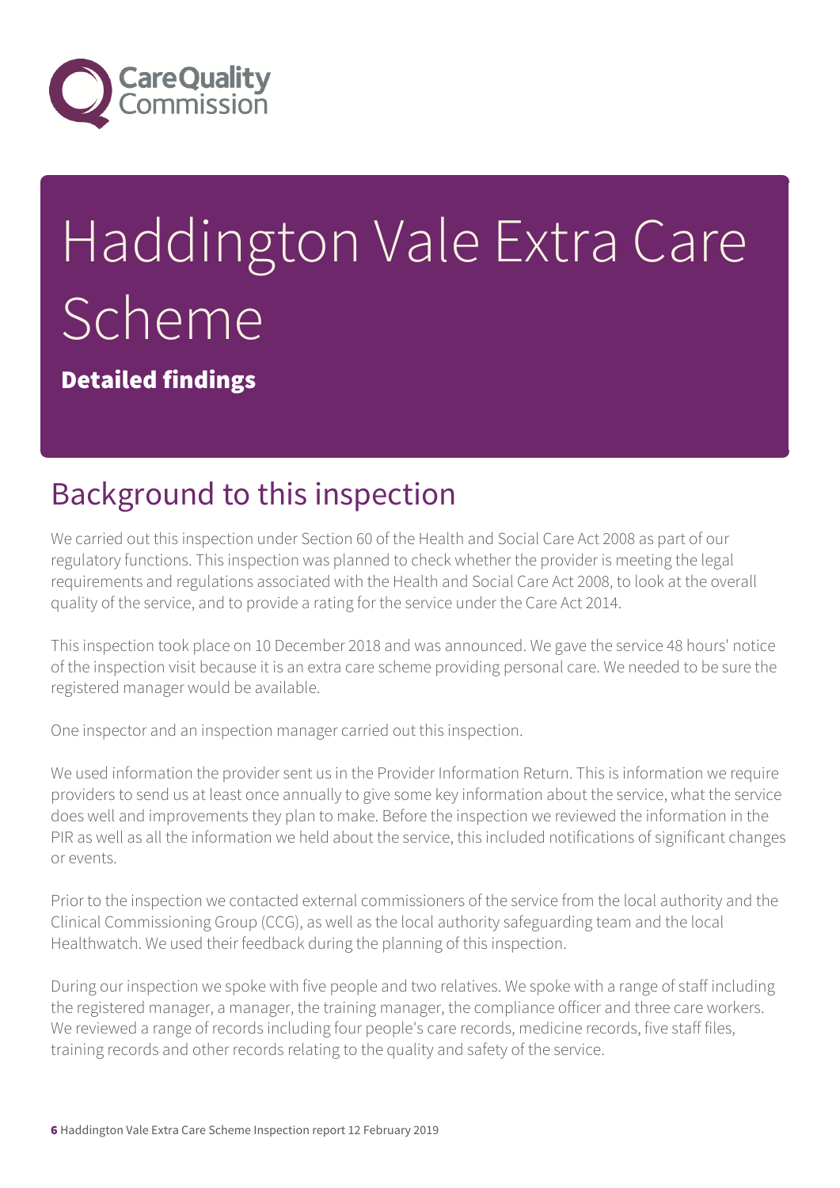# Haddington Vale Extra Care Scheme

**Detailed findings**

## Background to this inspection

We carried out this inspection under Section 60 of the Health and Social Care Act 2008 as part of our regulatory functions. This inspection was planned to check whether the provider is meeting the legal requirements and regulations associated with the Health and Social Care Act 2008, to look at the overall quality of the service, and to provide a rating for the service under the Care Act 2014.

This inspection took place on 10 December 2018 and was announced. We gave the service 48 hours' notice of the inspection visit because it is an extra care scheme providing personal care. We needed to be sure the registered manager would be available.

One inspector and an inspection manager carried out this inspection.

We used information the provider sent us in the Provider Information Return. This is information we require providers to send us at least once annually to give some key information about the service, what the service does well and improvements they plan to make. Before the inspection we reviewed the information in the PIR as well as all the information we held about the service, this included notifications of significant changes or events.

Prior to the inspection we contacted external commissioners of the service from the local authority and the Clinical Commissioning Group (CCG), as well as the local authority safeguarding team and the local Healthwatch. We used their feedback during the planning of this inspection.

During our inspection we spoke with five people and two relatives. We spoke with a range of staff including the registered manager, a manager, the training manager, the compliance officer and three care workers. We reviewed a range of records including four people's care records, medicine records, five staff files, training records and other records relating to the quality and safety of the service.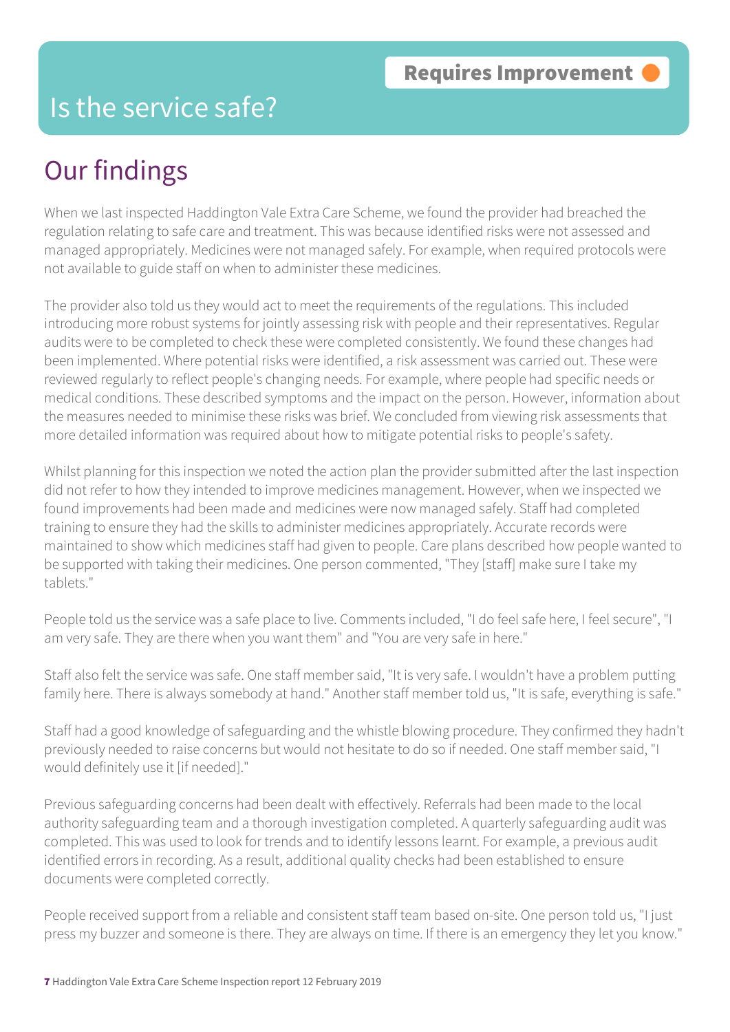# Is the service safe?

**Requires Improvement**

## Our findings

When we last inspected Haddington Vale Extra Care Scheme, we found the provider had breached the regulation relating to safe care and treatment. This was because identified risks were not assessed and managed appropriately. Medicines were not managed safely. For example, when required protocols were not available to guide staff on when to administer these medicines.

The provider also told us they would act to meet the requirements of the regulations. This included introducing more robust systems for jointly assessing risk with people and their representatives. Regular audits were to be completed to check these were completed consistently. We found these changes had been implemented. Where potential risks were identified, a risk assessment was carried out. These were reviewed regularly to reflect people's changing needs. For example, where people had specific needs or medical conditions. These described symptoms and the impact on the person. However, information about the measures needed to minimise these risks was brief. We concluded from viewing risk assessments that more detailed information was required about how to mitigate potential risks to people's safety.

Whilst planning for this inspection we noted the action plan the provider submitted after the last inspection did not refer to how they intended to improve medicines management. However, when we inspected we found improvements had been made and medicines were now managed safely. Staff had completed training to ensure they had the skills to administer medicines appropriately. Accurate records were maintained to show which medicines staff had given to people. Care plans described how people wanted to be supported with taking their medicines. One person commented, "They [staff] make sure I take my tablets."

People told us the service was a safe place to live. Comments included, "I do feel safe here, I feel secure", "I am very safe. They are there when you want them" and "You are very safe in here."

Staff also felt the service was safe. One staff member said, "It is very safe. I wouldn't have a problem putting family here. There is always somebody at hand." Another staff member told us, "It is safe, everything is safe."

Staff had a good knowledge of safeguarding and the whistle blowing procedure. They confirmed they hadn't previously needed to raise concerns but would not hesitate to do so if needed. One staff member said, "I would definitely use it [if needed]."

Previous safeguarding concerns had been dealt with effectively. Referrals had been made to the local authority safeguarding team and a thorough investigation completed. A quarterly safeguarding audit was completed. This was used to look for trends and to identify lessons learnt. For example, a previous audit identified errors in recording. As a result, additional quality checks had been established to ensure documents were completed correctly.

People received support from a reliable and consistent staff team based on-site. One person told us, "I just press my buzzer and someone is there. They are always on time. If there is an emergency they let you know."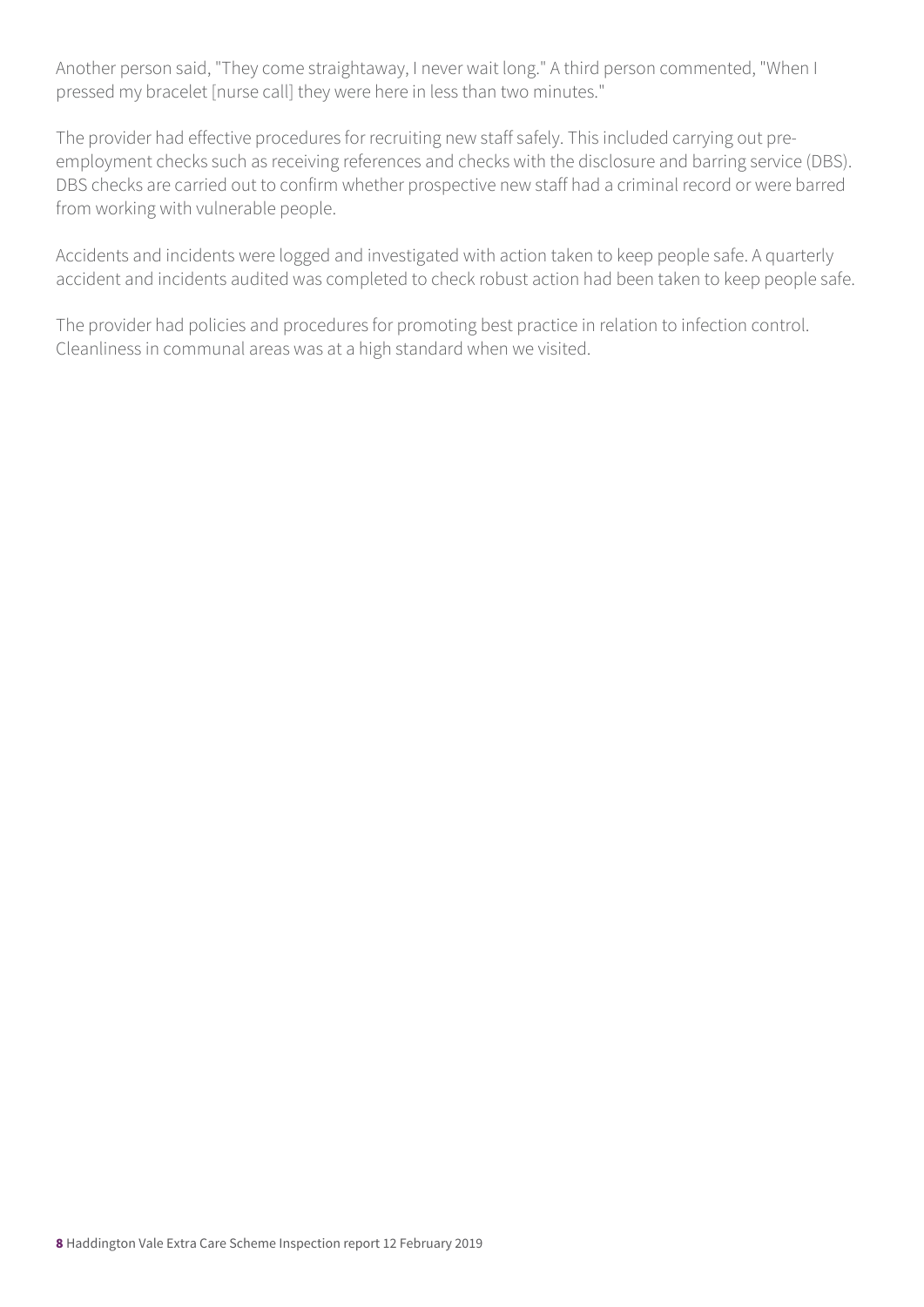Another person said, "They come straightaway, I never wait long." A third person commented, "When I pressed my bracelet [nurse call] they were here in less than two minutes."

The provider had effective procedures for recruiting new staff safely. This included carrying out pre-employment checks such as receiving references and checks with the disclosure and barring service (DBS). DBS checks are carried out to confirm whether prospective new staff had a criminal record or were barred from working with vulnerable people.

Accidents and incidents were logged and investigated with action taken to keep people safe. A quarterly accident and incidents audited was completed to check robust action had been taken to keep people safe.

The provider had policies and procedures for promoting best practice in relation to infection control. Cleanliness in communal areas was at a high standard when we visited.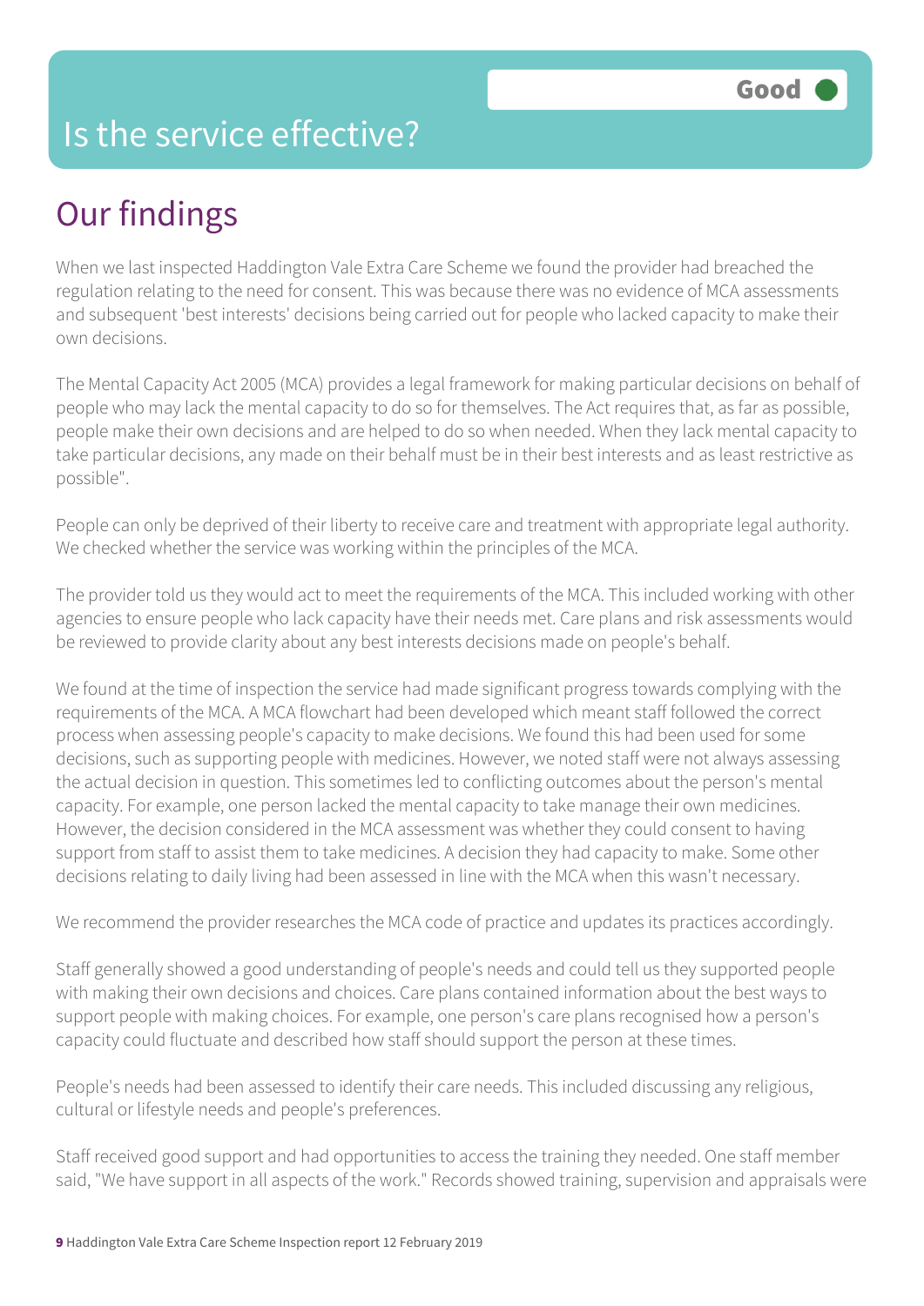# Is the service effective?

Good

## Our findings

When we last inspected Haddington Vale Extra Care Scheme we found the provider had breached the regulation relating to the need for consent. This was because there was no evidence of MCA assessments and subsequent 'best interests' decisions being carried out for people who lacked capacity to make their own decisions.

The Mental Capacity Act 2005 (MCA) provides a legal framework for making particular decisions on behalf of people who may lack the mental capacity to do so for themselves. The Act requires that, as far as possible, people make their own decisions and are helped to do so when needed. When they lack mental capacity to take particular decisions, any made on their behalf must be in their best interests and as least restrictive as possible".

People can only be deprived of their liberty to receive care and treatment with appropriate legal authority. We checked whether the service was working within the principles of the MCA.

The provider told us they would act to meet the requirements of the MCA. This included working with other agencies to ensure people who lack capacity have their needs met. Care plans and risk assessments would be reviewed to provide clarity about any best interests decisions made on people's behalf.

We found at the time of inspection the service had made significant progress towards complying with the requirements of the MCA. A MCA flowchart had been developed which meant staff followed the correct process when assessing people's capacity to make decisions. We found this had been used for some decisions, such as supporting people with medicines. However, we noted staff were not always assessing the actual decision in question. This sometimes led to conflicting outcomes about the person's mental capacity. For example, one person lacked the mental capacity to take manage their own medicines. However, the decision considered in the MCA assessment was whether they could consent to having support from staff to assist them to take medicines. A decision they had capacity to make. Some other decisions relating to daily living had been assessed in line with the MCA when this wasn't necessary.

We recommend the provider researches the MCA code of practice and updates its practices accordingly.

Staff generally showed a good understanding of people's needs and could tell us they supported people with making their own decisions and choices. Care plans contained information about the best ways to support people with making choices. For example, one person's care plans recognised how a person's capacity could fluctuate and described how staff should support the person at these times.

People's needs had been assessed to identify their care needs. This included discussing any religious, cultural or lifestyle needs and people's preferences.

Staff received good support and had opportunities to access the training they needed. One staff member said, "We have support in all aspects of the work." Records showed training, supervision and appraisals were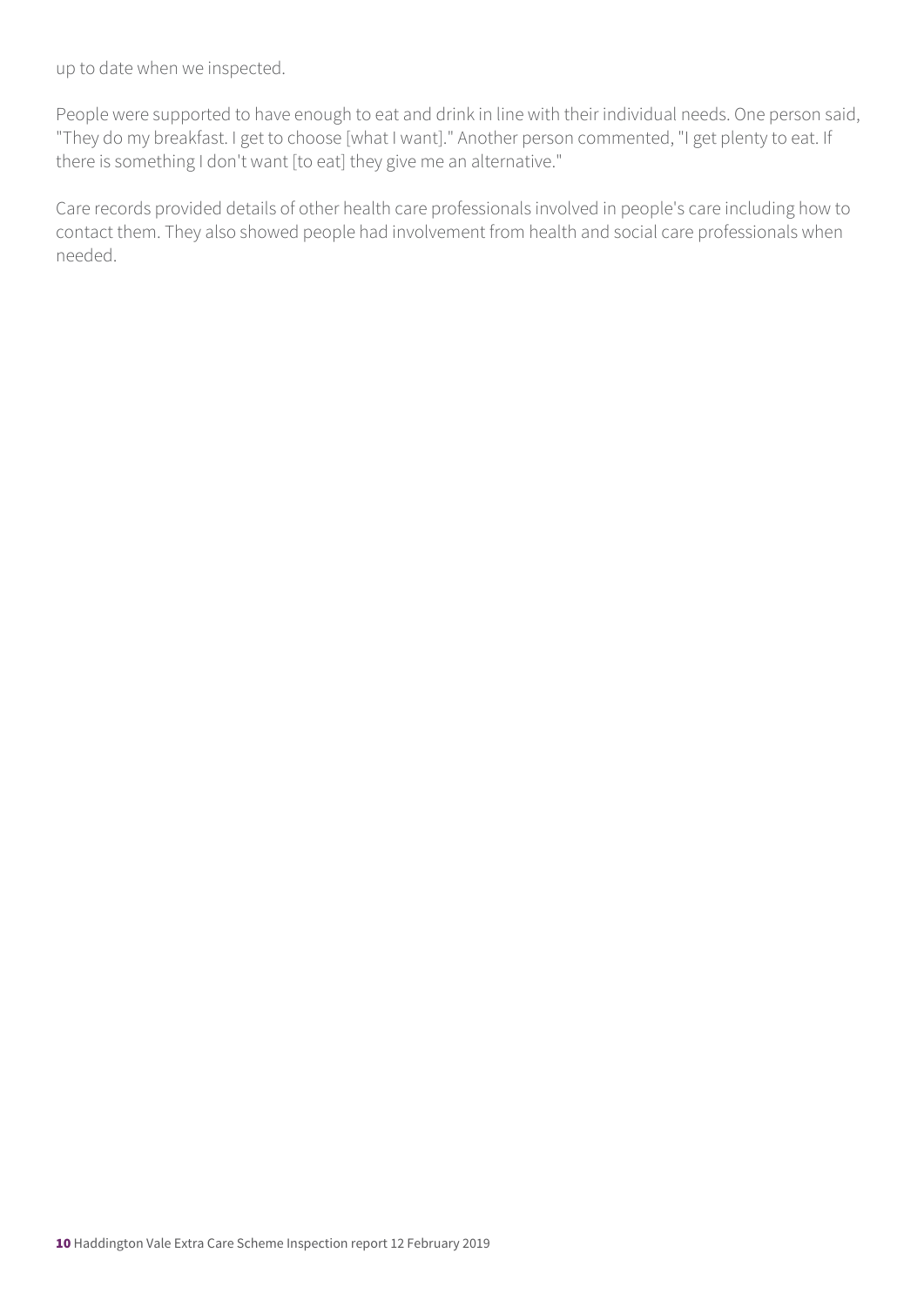up to date when we inspected.

People were supported to have enough to eat and drink in line with their individual needs. One person said, "They do my breakfast. I get to choose [what I want]." Another person commented, "I get plenty to eat. If there is something I don't want [to eat] they give me an alternative."

Care records provided details of other health care professionals involved in people's care including how to contact them. They also showed people had involvement from health and social care professionals when needed.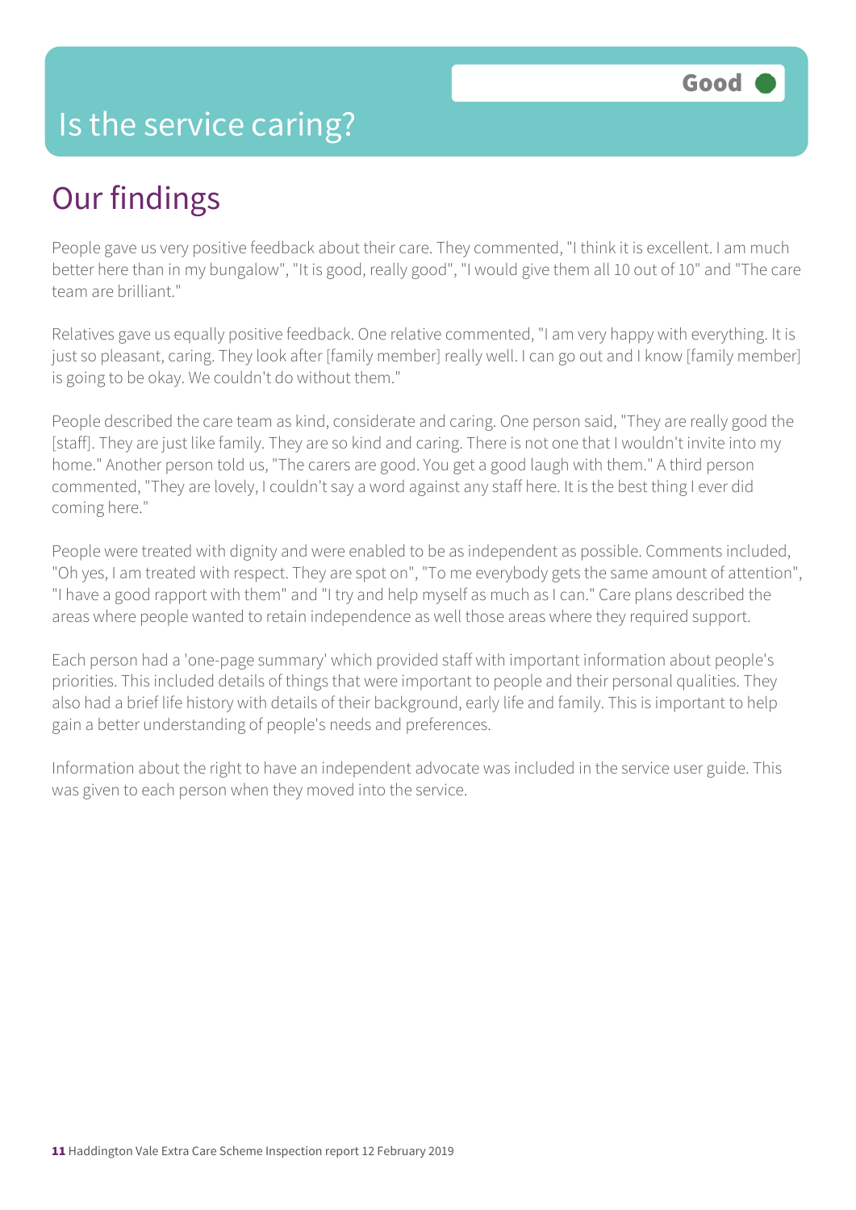# Is the service caring?

Good

## Our findings

People gave us very positive feedback about their care. They commented, "I think it is excellent. I am much better here than in my bungalow", "It is good, really good", "I would give them all 10 out of 10" and "The care team are brilliant."

Relatives gave us equally positive feedback. One relative commented, "I am very happy with everything. It is just so pleasant, caring. They look after [family member] really well. I can go out and I know [family member] is going to be okay. We couldn't do without them."

People described the care team as kind, considerate and caring. One person said, "They are really good the [staff]. They are just like family. They are so kind and caring. There is not one that I wouldn't invite into my home." Another person told us, "The carers are good. You get a good laugh with them." A third person commented, "They are lovely, I couldn't say a word against any staff here. It is the best thing I ever did coming here."

People were treated with dignity and were enabled to be as independent as possible. Comments included, "Oh yes, I am treated with respect. They are spot on", "To me everybody gets the same amount of attention", "I have a good rapport with them" and "I try and help myself as much as I can." Care plans described the areas where people wanted to retain independence as well those areas where they required support.

Each person had a 'one-page summary' which provided staff with important information about people's priorities. This included details of things that were important to people and their personal qualities. They also had a brief life history with details of their background, early life and family. This is important to help gain a better understanding of people's needs and preferences.

Information about the right to have an independent advocate was included in the service user guide. This was given to each person when they moved into the service.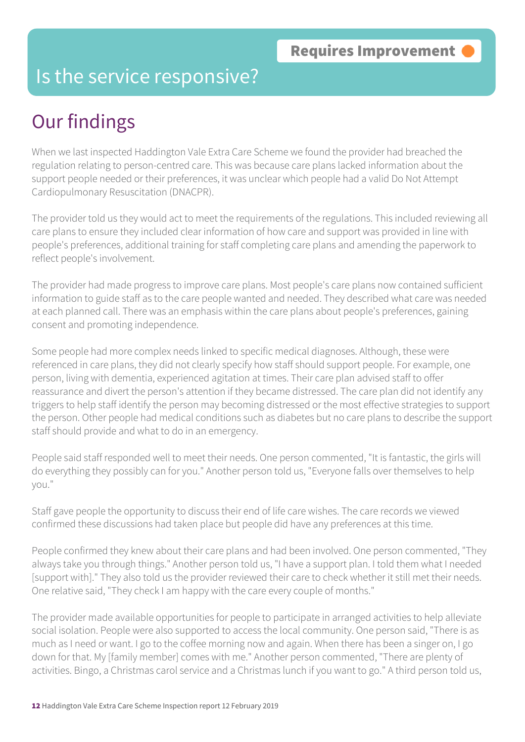Requires Improvement

# Is the service responsive?

## Our findings

When we last inspected Haddington Vale Extra Care Scheme we found the provider had breached the regulation relating to person-centred care. This was because care plans lacked information about the support people needed or their preferences, it was unclear which people had a valid Do Not Attempt Cardiopulmonary Resuscitation (DNACPR).

The provider told us they would act to meet the requirements of the regulations. This included reviewing all care plans to ensure they included clear information of how care and support was provided in line with people's preferences, additional training for staff completing care plans and amending the paperwork to reflect people's involvement.

The provider had made progress to improve care plans. Most people's care plans now contained sufficient information to guide staff as to the care people wanted and needed. They described what care was needed at each planned call. There was an emphasis within the care plans about people's preferences, gaining consent and promoting independence.

Some people had more complex needs linked to specific medical diagnoses. Although, these were referenced in care plans, they did not clearly specify how staff should support people. For example, one person, living with dementia, experienced agitation at times. Their care plan advised staff to offer reassurance and divert the person's attention if they became distressed. The care plan did not identify any triggers to help staff identify the person may becoming distressed or the most effective strategies to support the person. Other people had medical conditions such as diabetes but no care plans to describe the support staff should provide and what to do in an emergency.

People said staff responded well to meet their needs. One person commented, "It is fantastic, the girls will do everything they possibly can for you." Another person told us, "Everyone falls over themselves to help you."

Staff gave people the opportunity to discuss their end of life care wishes. The care records we viewed confirmed these discussions had taken place but people did have any preferences at this time.

People confirmed they knew about their care plans and had been involved. One person commented, "They always take you through things." Another person told us, "I have a support plan. I told them what I needed [support with]." They also told us the provider reviewed their care to check whether it still met their needs. One relative said, "They check I am happy with the care every couple of months."

The provider made available opportunities for people to participate in arranged activities to help alleviate social isolation. People were also supported to access the local community. One person said, "There is as much as I need or want. I go to the coffee morning now and again. When there has been a singer on, I go down for that. My [family member] comes with me." Another person commented, "There are plenty of activities. Bingo, a Christmas carol service and a Christmas lunch if you want to go." A third person told us,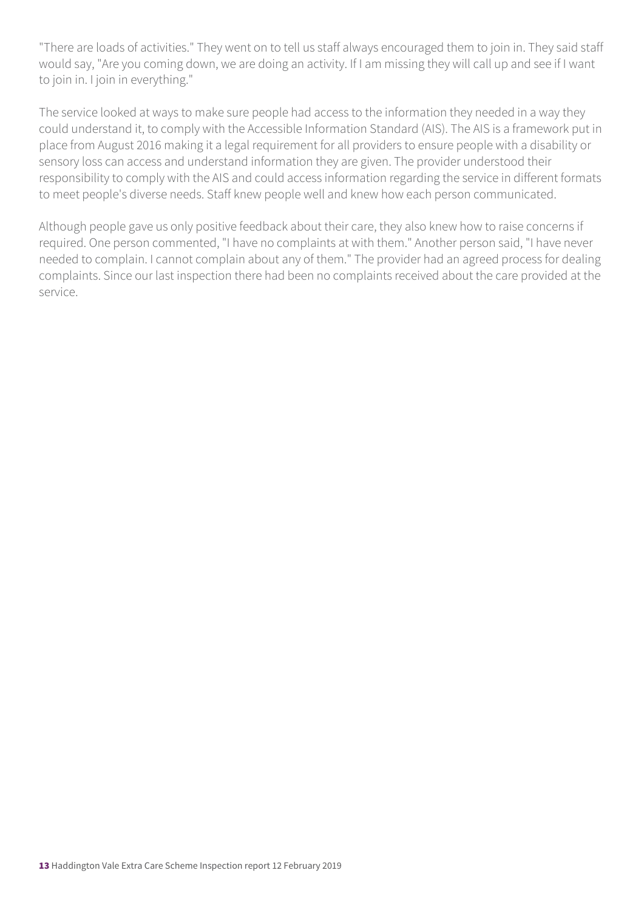"There are loads of activities." They went on to tell us staff always encouraged them to join in. They said staff would say, "Are you coming down, we are doing an activity. If I am missing they will call up and see if I want to join in. I join in everything."

The service looked at ways to make sure people had access to the information they needed in a way they could understand it, to comply with the Accessible Information Standard (AIS). The AIS is a framework put in place from August 2016 making it a legal requirement for all providers to ensure people with a disability or sensory loss can access and understand information they are given. The provider understood their responsibility to comply with the AIS and could access information regarding the service in different formats to meet people's diverse needs. Staff knew people well and knew how each person communicated.

Although people gave us only positive feedback about their care, they also knew how to raise concerns if required. One person commented, "I have no complaints at with them." Another person said, "I have never needed to complain. I cannot complain about any of them." The provider had an agreed process for dealing complaints. Since our last inspection there had been no complaints received about the care provided at the service.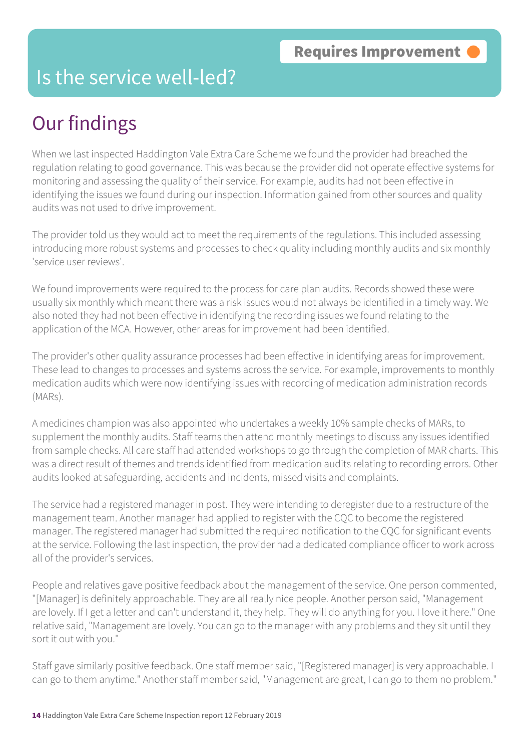Requires Improvement

# Is the service well-led?

## Our findings

When we last inspected Haddington Vale Extra Care Scheme we found the provider had breached the regulation relating to good governance. This was because the provider did not operate effective systems for monitoring and assessing the quality of their service. For example, audits had not been effective in identifying the issues we found during our inspection. Information gained from other sources and quality audits was not used to drive improvement.

The provider told us they would act to meet the requirements of the regulations. This included assessing introducing more robust systems and processes to check quality including monthly audits and six monthly 'service user reviews'.

We found improvements were required to the process for care plan audits. Records showed these were usually six monthly which meant there was a risk issues would not always be identified in a timely way. We also noted they had not been effective in identifying the recording issues we found relating to the application of the MCA. However, other areas for improvement had been identified.

The provider's other quality assurance processes had been effective in identifying areas for improvement. These lead to changes to processes and systems across the service. For example, improvements to monthly medication audits which were now identifying issues with recording of medication administration records (MARs).

A medicines champion was also appointed who undertakes a weekly 10% sample checks of MARs, to supplement the monthly audits. Staff teams then attend monthly meetings to discuss any issues identified from sample checks. All care staff had attended workshops to go through the completion of MAR charts. This was a direct result of themes and trends identified from medication audits relating to recording errors. Other audits looked at safeguarding, accidents and incidents, missed visits and complaints.

The service had a registered manager in post. They were intending to deregister due to a restructure of the management team. Another manager had applied to register with the CQC to become the registered manager. The registered manager had submitted the required notification to the CQC for significant events at the service. Following the last inspection, the provider had a dedicated compliance officer to work across all of the provider's services.

People and relatives gave positive feedback about the management of the service. One person commented, "[Manager] is definitely approachable. They are all really nice people. Another person said, "Management are lovely. If I get a letter and can't understand it, they help. They will do anything for you. I love it here." One relative said, "Management are lovely. You can go to the manager with any problems and they sit until they sort it out with you."

Staff gave similarly positive feedback. One staff member said, "[Registered manager] is very approachable. I can go to them anytime." Another staff member said, "Management are great, I can go to them no problem."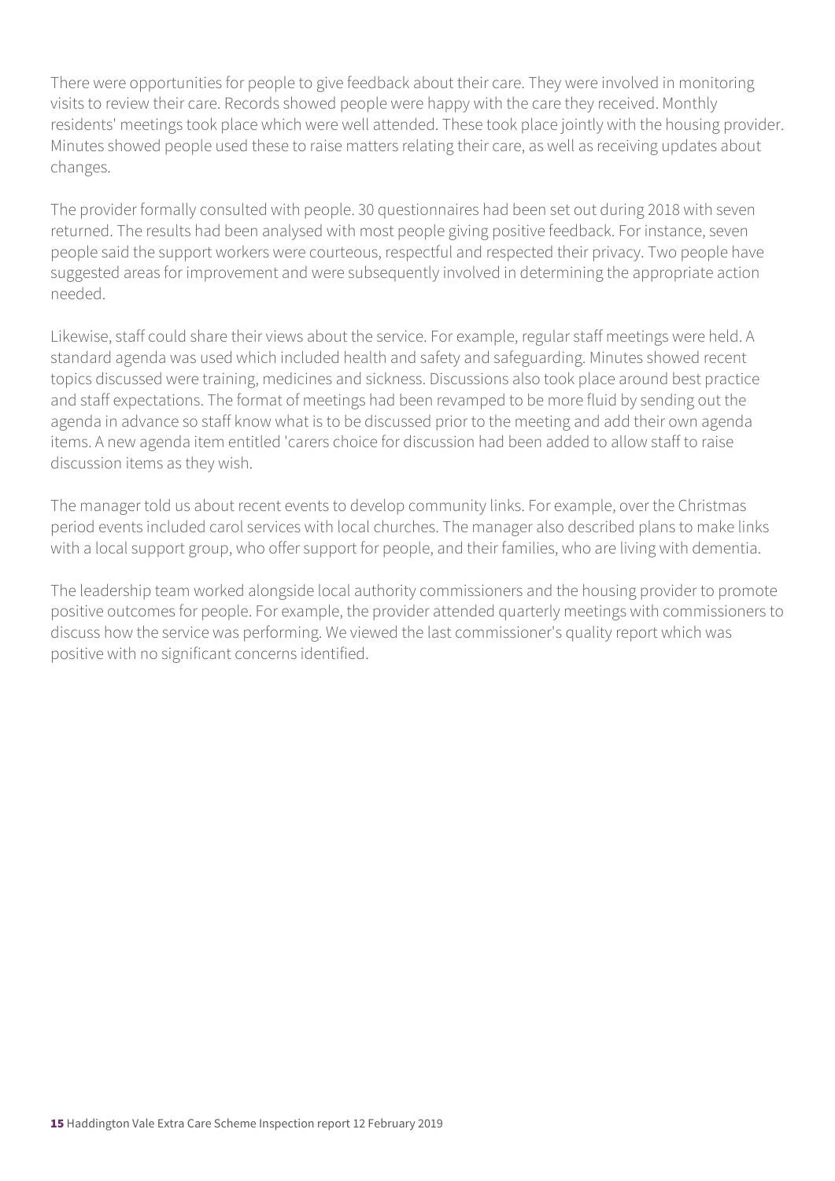There were opportunities for people to give feedback about their care. They were involved in monitoring visits to review their care. Records showed people were happy with the care they received. Monthly residents' meetings took place which were well attended. These took place jointly with the housing provider. Minutes showed people used these to raise matters relating their care, as well as receiving updates about changes.

The provider formally consulted with people. 30 questionnaires had been set out during 2018 with seven returned. The results had been analysed with most people giving positive feedback. For instance, seven people said the support workers were courteous, respectful and respected their privacy. Two people have suggested areas for improvement and were subsequently involved in determining the appropriate action needed.

Likewise, staff could share their views about the service. For example, regular staff meetings were held. A standard agenda was used which included health and safety and safeguarding. Minutes showed recent topics discussed were training, medicines and sickness. Discussions also took place around best practice and staff expectations. The format of meetings had been revamped to be more fluid by sending out the agenda in advance so staff know what is to be discussed prior to the meeting and add their own agenda items. A new agenda item entitled 'carers choice for discussion had been added to allow staff to raise discussion items as they wish.

The manager told us about recent events to develop community links. For example, over the Christmas period events included carol services with local churches. The manager also described plans to make links with a local support group, who offer support for people, and their families, who are living with dementia.

The leadership team worked alongside local authority commissioners and the housing provider to promote positive outcomes for people. For example, the provider attended quarterly meetings with commissioners to discuss how the service was performing. We viewed the last commissioner's quality report which was positive with no significant concerns identified.